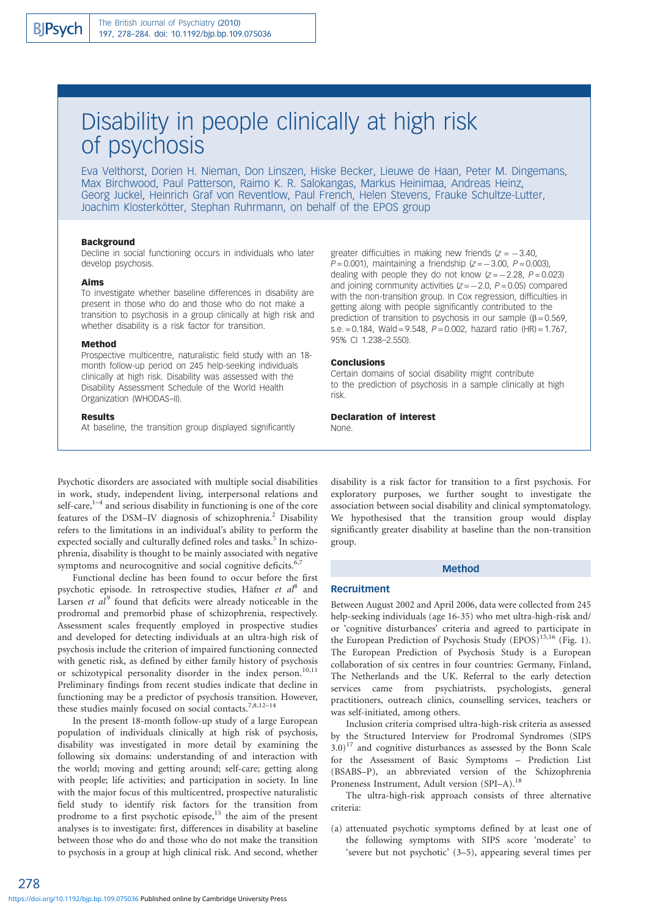# Disability in people clinically at high risk of psychosis

Eva Velthorst, Dorien H. Nieman, Don Linszen, Hiske Becker, Lieuwe de Haan, Peter M. Dingemans, Max Birchwood, Paul Patterson, Raimo K. R. Salokangas, Markus Heinimaa, Andreas Heinz, Georg Juckel, Heinrich Graf von Reventlow, Paul French, Helen Stevens, Frauke Schultze-Lutter, Joachim Klosterkötter, Stephan Ruhrmann, on behalf of the EPOS group

### Background

Decline in social functioning occurs in individuals who later develop psychosis.

### Aims

To investigate whether baseline differences in disability are present in those who do and those who do not make a transition to psychosis in a group clinically at high risk and whether disability is a risk factor for transition.

### Method

Prospective multicentre, naturalistic field study with an 18-month follow-up period on 245 help-seeking individuals clinically at high risk. Disability was assessed with the Disability Assessment Schedule of the World Health Organization (WHODAS–II).

### Results

At baseline, the transition group displayed significantly greater difficulties in making new friends ($z = -3.40$, $P = 0.001$), maintaining a friendship ($z = -3.00$, $P = 0.003$), dealing with people they do not know ($z = -2.28$, $P = 0.023$) and joining community activities ($z = -2.0$, $P = 0.05$) compared with the non-transition group. In Cox regression, difficulties in getting along with people significantly contributed to the prediction of transition to psychosis in our sample ($\beta = 0.569$, s.e. = 0.184, Wald = 9.548, $P = 0.002$, hazard ratio (HR) = 1.767, 95% CI 1.238–2.550).

### Conclusions

Certain domains of social disability might contribute to the prediction of psychosis in a sample clinically at high risk.

### Declaration of interest

None.

Psychotic disorders are associated with multiple social disabilities in work, study, independent living, interpersonal relations and self-care,[1–4] and serious disability in functioning is one of the core features of the DSM–IV diagnosis of schizophrenia.[2] Disability refers to the limitations in an individual's ability to perform the expected socially and culturally defined roles and tasks.[5] In schizophrenia, disability is thought to be mainly associated with negative symptoms and neurocognitive and social cognitive deficits.[6,7]

Functional decline has been found to occur before the first psychotic episode. In retrospective studies, Häfner *et al*[8] and Larsen *et al*[9] found that deficits were already noticeable in the prodromal and premorbid phase of schizophrenia, respectively. Assessment scales frequently employed in prospective studies and developed for detecting individuals at an ultra-high risk of psychosis include the criterion of impaired functioning connected with genetic risk, as defined by either family history of psychosis or schizotypical personality disorder in the index person.[10,11] Preliminary findings from recent studies indicate that decline in functioning may be a predictor of psychosis transition. However, these studies mainly focused on social contacts.[7,8,12–14]

In the present 18-month follow-up study of a large European population of individuals clinically at high risk of psychosis, disability was investigated in more detail by examining the following six domains: understanding of and interaction with the world; moving and getting around; self-care; getting along with people; life activities; and participation in society. In line with the major focus of this multicentred, prospective naturalistic field study to identify risk factors for the transition from prodrome to a first psychotic episode,[15] the aim of the present analyses is to investigate: first, differences in disability at baseline between those who do and those who do not make the transition to psychosis in a group at high clinical risk. And second, whether disability is a risk factor for transition to a first psychosis. For exploratory purposes, we further sought to investigate the association between social disability and clinical symptomatology. We hypothesised that the transition group would display significantly greater disability at baseline than the non-transition group.

## Method

### Recruitment

Between August 2002 and April 2006, data were collected from 245 help-seeking individuals (age 16-35) who met ultra-high-risk and/or 'cognitive disturbances' criteria and agreed to participate in the European Prediction of Psychosis Study (EPOS)[15,16] (Fig. 1). The European Prediction of Psychosis Study is a European collaboration of six centres in four countries: Germany, Finland, The Netherlands and the UK. Referral to the early detection services came from psychiatrists, psychologists, general practitioners, outreach clinics, counselling services, teachers or was self-initiated, among others.

Inclusion criteria comprised ultra-high-risk criteria as assessed by the Structured Interview for Prodromal Syndromes (SIPS 3.0)[17] and cognitive disturbances as assessed by the Bonn Scale for the Assessment of Basic Symptoms – Prediction List (BSABS–P), an abbreviated version of the Schizophrenia Proneness Instrument, Adult version (SPI–A).[18]

The ultra-high-risk approach consists of three alternative criteria:

(a) attenuated psychotic symptoms defined by at least one of the following symptoms with SIPS score 'moderate' to 'severe but not psychotic' (3–5), appearing several times per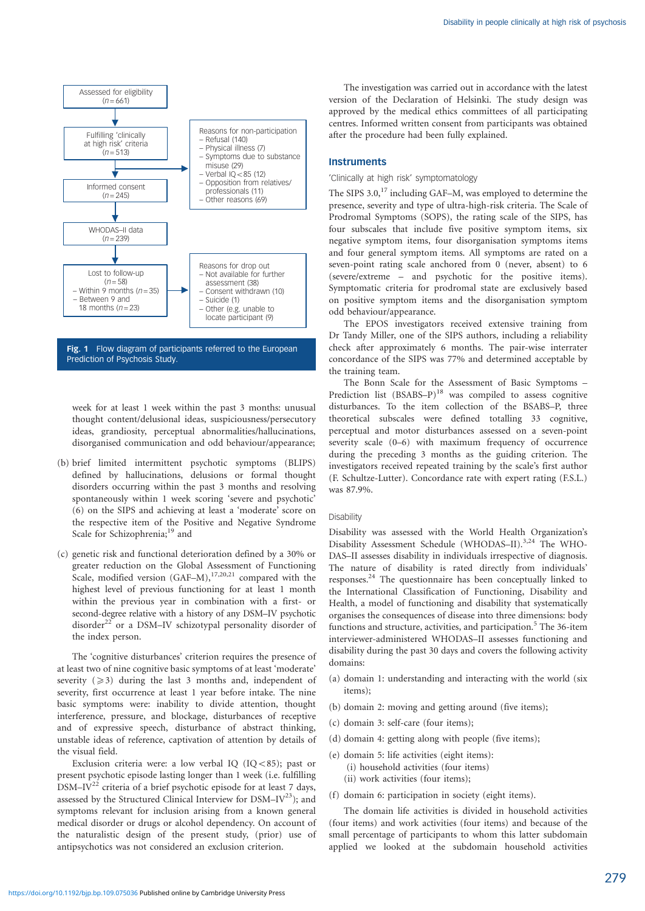Assessed for eligibility
($n = 661$)

Fulfilling 'clinically at high risk' criteria
($n = 513$)

Reasons for non-participation
– Refusal (140)
– Physical illness (7)
– Symptoms due to substance misuse (29)
– Verbal IQ < 85 (12)
– Opposition from relatives/professionals (11)
– Other reasons (69)

Informed consent
($n = 245$)

WHODAS–II data
($n = 239$)

Lost to follow-up
($n = 58$)
– Within 9 months ($n = 35$)
– Between 9 and 18 months ($n = 23$)

Reasons for drop out
– Not available for further assessment (38)
– Consent withdrawn (10)
– Suicide (1)
– Other (e.g. unable to locate participant (9)

**Fig. 1** Flow diagram of participants referred to the European Prediction of Psychosis Study.

week for at least 1 week within the past 3 months: unusual thought content/delusional ideas, suspiciousness/persecutory ideas, grandiosity, perceptual abnormalities/hallucinations, disorganised communication and odd behaviour/appearance;

(b) brief limited intermittent psychotic symptoms (BLIPS) defined by hallucinations, delusions or formal thought disorders occurring within the past 3 months and resolving spontaneously within 1 week scoring 'severe and psychotic' (6) on the SIPS and achieving at least a 'moderate' score on the respective item of the Positive and Negative Syndrome Scale for Schizophrenia;[19] and

(c) genetic risk and functional deterioration defined by a 30% or greater reduction on the Global Assessment of Functioning Scale, modified version (GAF–M),[17,20,21] compared with the highest level of previous functioning for at least 1 month within the previous year in combination with a first- or second-degree relative with a history of any DSM–IV psychotic disorder[22] or a DSM–IV schizotypal personality disorder of the index person.

The 'cognitive disturbances' criterion requires the presence of at least two of nine cognitive basic symptoms of at least 'moderate' severity ($\geqslant 3$) during the last 3 months and, independent of severity, first occurrence at least 1 year before intake. The nine basic symptoms were: inability to divide attention, thought interference, pressure, and blockage, disturbances of receptive and of expressive speech, disturbance of abstract thinking, unstable ideas of reference, captivation of attention by details of the visual field.

Exclusion criteria were: a low verbal IQ (IQ < 85); past or present psychotic episode lasting longer than 1 week (i.e. fulfilling DSM–IV[22] criteria of a brief psychotic episode for at least 7 days, assessed by the Structured Clinical Interview for DSM–IV[23]); and symptoms relevant for inclusion arising from a known general medical disorder or drugs or alcohol dependency. On account of the naturalistic design of the present study, (prior) use of antipsychotics was not considered an exclusion criterion.

The investigation was carried out in accordance with the latest version of the Declaration of Helsinki. The study design was approved by the medical ethics committees of all participating centres. Informed written consent from participants was obtained after the procedure had been fully explained.

## Instruments

### 'Clinically at high risk' symptomatology

The SIPS 3.0,[17] including GAF–M, was employed to determine the presence, severity and type of ultra-high-risk criteria. The Scale of Prodromal Symptoms (SOPS), the rating scale of the SIPS, has four subscales that include five positive symptom items, six negative symptom items, four disorganisation symptoms items and four general symptom items. All symptoms are rated on a seven-point rating scale anchored from 0 (never, absent) to 6 (severe/extreme – and psychotic for the positive items). Symptomatic criteria for prodromal state are exclusively based on positive symptom items and the disorganisation symptom odd behaviour/appearance.

The EPOS investigators received extensive training from Dr Tandy Miller, one of the SIPS authors, including a reliability check after approximately 6 months. The pair-wise interrater concordance of the SIPS was 77% and determined acceptable by the training team.

The Bonn Scale for the Assessment of Basic Symptoms – Prediction list (BSABS–P)[18] was compiled to assess cognitive disturbances. To the item collection of the BSABS–P, three theoretical subscales were defined totalling 33 cognitive, perceptual and motor disturbances assessed on a seven-point severity scale (0–6) with maximum frequency of occurrence during the preceding 3 months as the guiding criterion. The investigators received repeated training by the scale's first author (F. Schultze-Lutter). Concordance rate with expert rating (F.S.L.) was 87.9%.

### Disability

Disability was assessed with the World Health Organization's Disability Assessment Schedule (WHODAS–II).[3,24] The WHODAS–II assesses disability in individuals irrespective of diagnosis. The nature of disability is rated directly from individuals' responses.[24] The questionnaire has been conceptually linked to the International Classification of Functioning, Disability and Health, a model of functioning and disability that systematically organises the consequences of disease into three dimensions: body functions and structure, activities, and participation.[5] The 36-item interviewer-administered WHODAS–II assesses functioning and disability during the past 30 days and covers the following activity domains:

(a) domain 1: understanding and interacting with the world (six items);

(b) domain 2: moving and getting around (five items);

(c) domain 3: self-care (four items);

(d) domain 4: getting along with people (five items);

(e) domain 5: life activities (eight items):
 (i) household activities (four items)
 (ii) work activities (four items);

(f) domain 6: participation in society (eight items).

The domain life activities is divided in household activities (four items) and work activities (four items) and because of the small percentage of participants to whom this latter subdomain applied we looked at the subdomain household activities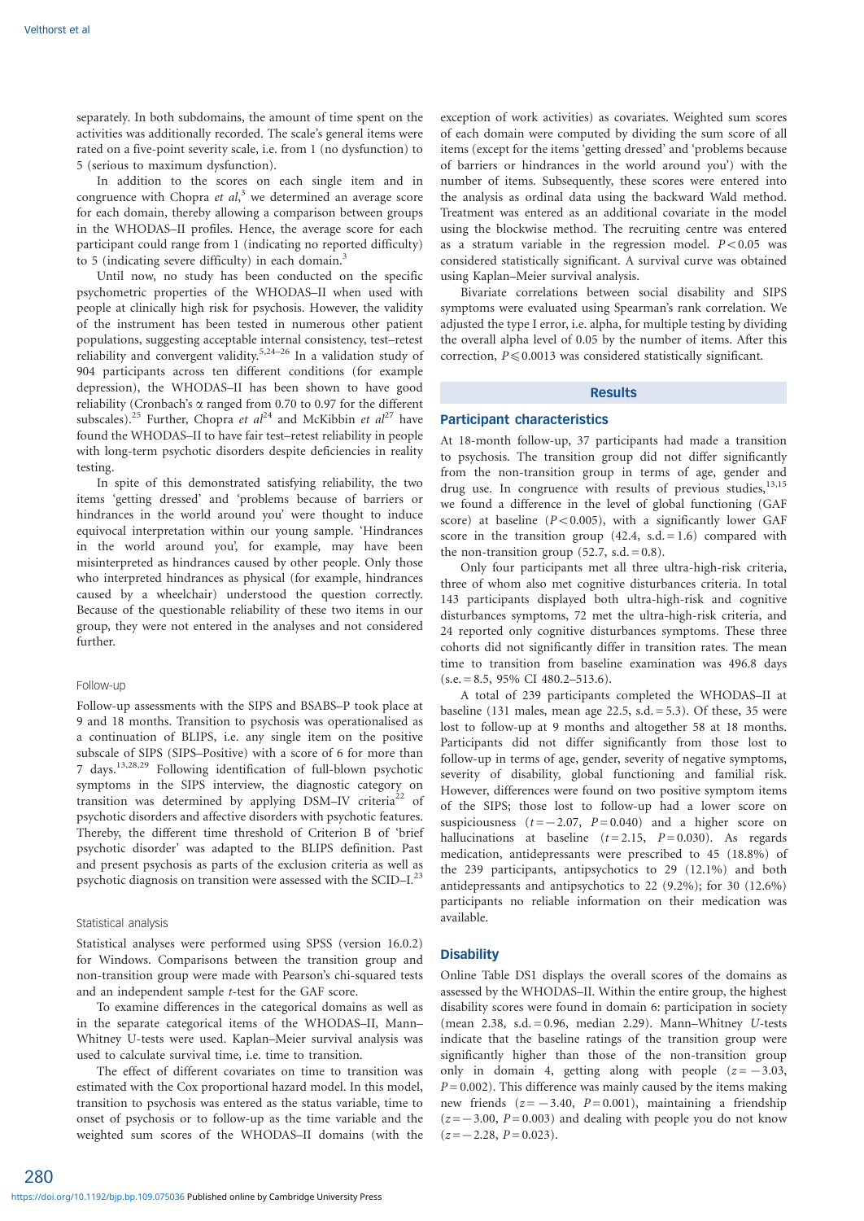separately. In both subdomains, the amount of time spent on the activities was additionally recorded. The scale's general items were rated on a five-point severity scale, i.e. from 1 (no dysfunction) to 5 (serious to maximum dysfunction).

In addition to the scores on each single item and in congruence with Chopra *et al*,[3] we determined an average score for each domain, thereby allowing a comparison between groups in the WHODAS–II profiles. Hence, the average score for each participant could range from 1 (indicating no reported difficulty) to 5 (indicating severe difficulty) in each domain.[3]

Until now, no study has been conducted on the specific psychometric properties of the WHODAS–II when used with people at clinically high risk for psychosis. However, the validity of the instrument has been tested in numerous other patient populations, suggesting acceptable internal consistency, test–retest reliability and convergent validity.[5,24–26] In a validation study of 904 participants across ten different conditions (for example depression), the WHODAS–II has been shown to have good reliability (Cronbach's $\alpha$ ranged from 0.70 to 0.97 for the different subscales).[25] Further, Chopra *et al*[24] and McKibbin *et al*[27] have found the WHODAS–II to have fair test–retest reliability in people with long-term psychotic disorders despite deficiencies in reality testing.

In spite of this demonstrated satisfying reliability, the two items 'getting dressed' and 'problems because of barriers or hindrances in the world around you' were thought to induce equivocal interpretation within our young sample. 'Hindrances in the world around you', for example, may have been misinterpreted as hindrances caused by other people. Only those who interpreted hindrances as physical (for example, hindrances caused by a wheelchair) understood the question correctly. Because of the questionable reliability of these two items in our group, they were not entered in the analyses and not considered further.

### Follow-up

Follow-up assessments with the SIPS and BSABS–P took place at 9 and 18 months. Transition to psychosis was operationalised as a continuation of BLIPS, i.e. any single item on the positive subscale of SIPS (SIPS–Positive) with a score of 6 for more than 7 days.[13,28,29] Following identification of full-blown psychotic symptoms in the SIPS interview, the diagnostic category on transition was determined by applying DSM–IV criteria[22] of psychotic disorders and affective disorders with psychotic features. Thereby, the different time threshold of Criterion B of 'brief psychotic disorder' was adapted to the BLIPS definition. Past and present psychosis as parts of the exclusion criteria as well as psychotic diagnosis on transition were assessed with the SCID–I.[23]

### Statistical analysis

Statistical analyses were performed using SPSS (version 16.0.2) for Windows. Comparisons between the transition group and non-transition group were made with Pearson's chi-squared tests and an independent sample *t*-test for the GAF score.

To examine differences in the categorical domains as well as in the separate categorical items of the WHODAS–II, Mann–Whitney U-tests were used. Kaplan–Meier survival analysis was used to calculate survival time, i.e. time to transition.

The effect of different covariates on time to transition was estimated with the Cox proportional hazard model. In this model, transition to psychosis was entered as the status variable, time to onset of psychosis or to follow-up as the time variable and the weighted sum scores of the WHODAS–II domains (with the exception of work activities) as covariates. Weighted sum scores of each domain were computed by dividing the sum score of all items (except for the items 'getting dressed' and 'problems because of barriers or hindrances in the world around you') with the number of items. Subsequently, these scores were entered into the analysis as ordinal data using the backward Wald method. Treatment was entered as an additional covariate in the model using the blockwise method. The recruiting centre was entered as a stratum variable in the regression model. $P<0.05$ was considered statistically significant. A survival curve was obtained using Kaplan–Meier survival analysis.

Bivariate correlations between social disability and SIPS symptoms were evaluated using Spearman's rank correlation. We adjusted the type I error, i.e. alpha, for multiple testing by dividing the overall alpha level of 0.05 by the number of items. After this correction, $P\leqslant 0.0013$ was considered statistically significant.

## Results

### Participant characteristics

At 18-month follow-up, 37 participants had made a transition to psychosis. The transition group did not differ significantly from the non-transition group in terms of age, gender and drug use. In congruence with results of previous studies,[13,15] we found a difference in the level of global functioning (GAF score) at baseline ($P<0.005$), with a significantly lower GAF score in the transition group (42.4, s.d. = 1.6) compared with the non-transition group (52.7, s.d. = 0.8).

Only four participants met all three ultra-high-risk criteria, three of whom also met cognitive disturbances criteria. In total 143 participants displayed both ultra-high-risk and cognitive disturbances symptoms, 72 met the ultra-high-risk criteria, and 24 reported only cognitive disturbances symptoms. These three cohorts did not significantly differ in transition rates. The mean time to transition from baseline examination was 496.8 days (s.e. = 8.5, 95% CI 480.2–513.6).

A total of 239 participants completed the WHODAS–II at baseline (131 males, mean age 22.5, s.d. = 5.3). Of these, 35 were lost to follow-up at 9 months and altogether 58 at 18 months. Participants did not differ significantly from those lost to follow-up in terms of age, gender, severity of negative symptoms, severity of disability, global functioning and familial risk. However, differences were found on two positive symptom items of the SIPS; those lost to follow-up had a lower score on suspiciousness ($t=-2.07$, $P=0.040$) and a higher score on hallucinations at baseline ($t=2.15$, $P=0.030$). As regards medication, antidepressants were prescribed to 45 (18.8%) of the 239 participants, antipsychotics to 29 (12.1%) and both antidepressants and antipsychotics to 22 (9.2%); for 30 (12.6%) participants no reliable information on their medication was available.

### Disability

Online Table DS1 displays the overall scores of the domains as assessed by the WHODAS–II. Within the entire group, the highest disability scores were found in domain 6: participation in society (mean 2.38, s.d. = 0.96, median 2.29). Mann–Whitney *U*-tests indicate that the baseline ratings of the transition group were significantly higher than those of the non-transition group only in domain 4, getting along with people ($z=-3.03$, $P=0.002$). This difference was mainly caused by the items making new friends ($z=-3.40$, $P=0.001$), maintaining a friendship ($z=-3.00$, $P=0.003$) and dealing with people you do not know ($z=-2.28$, $P=0.023$).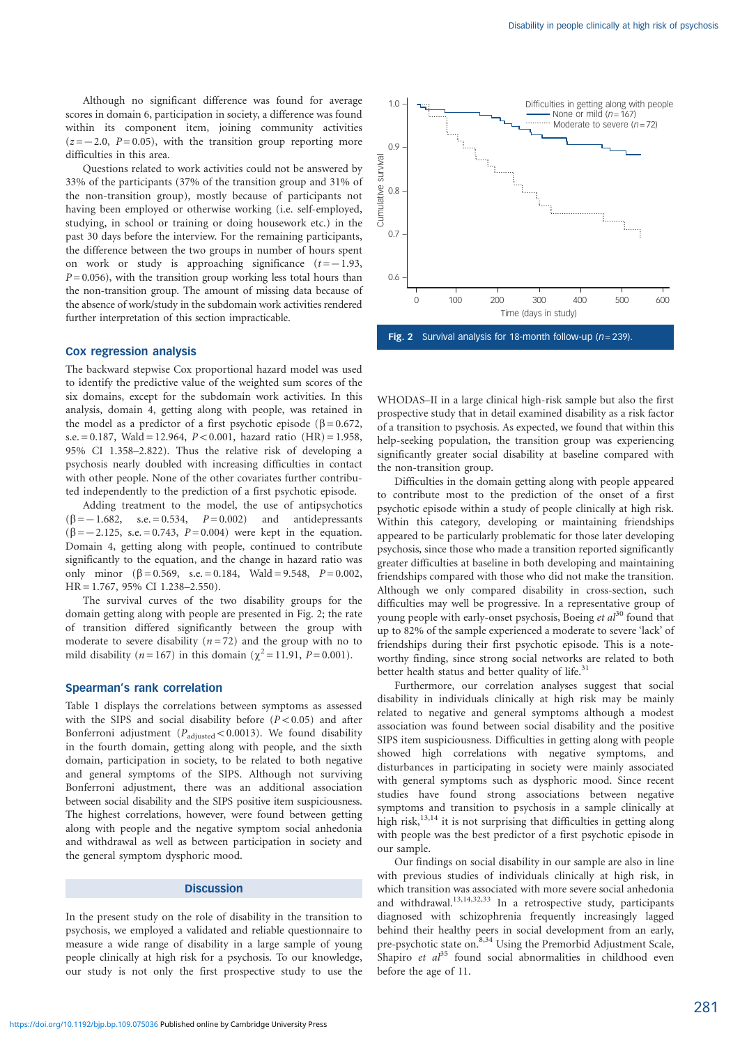Although no significant difference was found for average scores in domain 6, participation in society, a difference was found within its component item, joining community activities ($z = -2.0$, $P = 0.05$), with the transition group reporting more difficulties in this area.

Questions related to work activities could not be answered by 33% of the participants (37% of the transition group and 31% of the non-transition group), mostly because of participants not having been employed or otherwise working (i.e. self-employed, studying, in school or training or doing housework etc.) in the past 30 days before the interview. For the remaining participants, the difference between the two groups in number of hours spent on work or study is approaching significance ($t = -1.93$, $P = 0.056$), with the transition group working less total hours than the non-transition group. The amount of missing data because of the absence of work/study in the subdomain work activities rendered further interpretation of this section impracticable.

## Cox regression analysis

The backward stepwise Cox proportional hazard model was used to identify the predictive value of the weighted sum scores of the six domains, except for the subdomain work activities. In this analysis, domain 4, getting along with people, was retained in the model as a predictor of a first psychotic episode ($\beta = 0.672$, s.e. = 0.187, Wald = 12.964, $P < 0.001$, hazard ratio (HR) = 1.958, 95% CI 1.358–2.822). Thus the relative risk of developing a psychosis nearly doubled with increasing difficulties in contact with other people. None of the other covariates further contributed independently to the prediction of a first psychotic episode.

Adding treatment to the model, the use of antipsychotics ($\beta = -1.682$, s.e. = 0.534, $P = 0.002$) and antidepressants ($\beta = -2.125$, s.e. = 0.743, $P = 0.004$) were kept in the equation. Domain 4, getting along with people, continued to contribute significantly to the equation, and the change in hazard ratio was only minor ($\beta = 0.569$, s.e. = 0.184, Wald = 9.548, $P = 0.002$, HR = 1.767, 95% CI 1.238–2.550).

The survival curves of the two disability groups for the domain getting along with people are presented in Fig. 2; the rate of transition differed significantly between the group with moderate to severe disability ($n = 72$) and the group with no to mild disability ($n = 167$) in this domain ($\chi^2 = 11.91$, $P = 0.001$).

**Fig. 2** Survival analysis for 18-month follow-up ($n = 239$).

## Spearman's rank correlation

Table 1 displays the correlations between symptoms as assessed with the SIPS and social disability before ($P < 0.05$) and after Bonferroni adjustment ($P_{adjusted} < 0.0013$). We found disability in the fourth domain, getting along with people, and the sixth domain, participation in society, to be related to both negative and general symptoms of the SIPS. Although not surviving Bonferroni adjustment, there was an additional association between social disability and the SIPS positive item suspiciousness. The highest correlations, however, were found between getting along with people and the negative symptom social anhedonia and withdrawal as well as between participation in society and the general symptom dysphoric mood.

## Discussion

In the present study on the role of disability in the transition to psychosis, we employed a validated and reliable questionnaire to measure a wide range of disability in a large sample of young people clinically at high risk for a psychosis. To our knowledge, our study is not only the first prospective study to use the WHODAS–II in a large clinical high-risk sample but also the first prospective study that in detail examined disability as a risk factor of a transition to psychosis. As expected, we found that within this help-seeking population, the transition group was experiencing significantly greater social disability at baseline compared with the non-transition group.

Difficulties in the domain getting along with people appeared to contribute most to the prediction of the onset of a first psychotic episode within a study of people clinically at high risk. Within this category, developing or maintaining friendships appeared to be particularly problematic for those later developing psychosis, since those who made a transition reported significantly greater difficulties at baseline in both developing and maintaining friendships compared with those who did not make the transition. Although we only compared disability in cross-section, such difficulties may well be progressive. In a representative group of young people with early-onset psychosis, Boeing *et al*[30] found that up to 82% of the sample experienced a moderate to severe 'lack' of friendships during their first psychotic episode. This is a noteworthy finding, since strong social networks are related to both better health status and better quality of life.[31]

Furthermore, our correlation analyses suggest that social disability in individuals clinically at high risk may be mainly related to negative and general symptoms although a modest association was found between social disability and the positive SIPS item suspiciousness. Difficulties in getting along with people showed high correlations with negative symptoms, and disturbances in participating in society were mainly associated with general symptoms such as dysphoric mood. Since recent studies have found strong associations between negative symptoms and transition to psychosis in a sample clinically at high risk,[13,14] it is not surprising that difficulties in getting along with people was the best predictor of a first psychotic episode in our sample.

Our findings on social disability in our sample are also in line with previous studies of individuals clinically at high risk, in which transition was associated with more severe social anhedonia and withdrawal.[13,14,32,33] In a retrospective study, participants diagnosed with schizophrenia frequently increasingly lagged behind their healthy peers in social development from an early, pre-psychotic state on.[8,34] Using the Premorbid Adjustment Scale, Shapiro *et al*[35] found social abnormalities in childhood even before the age of 11.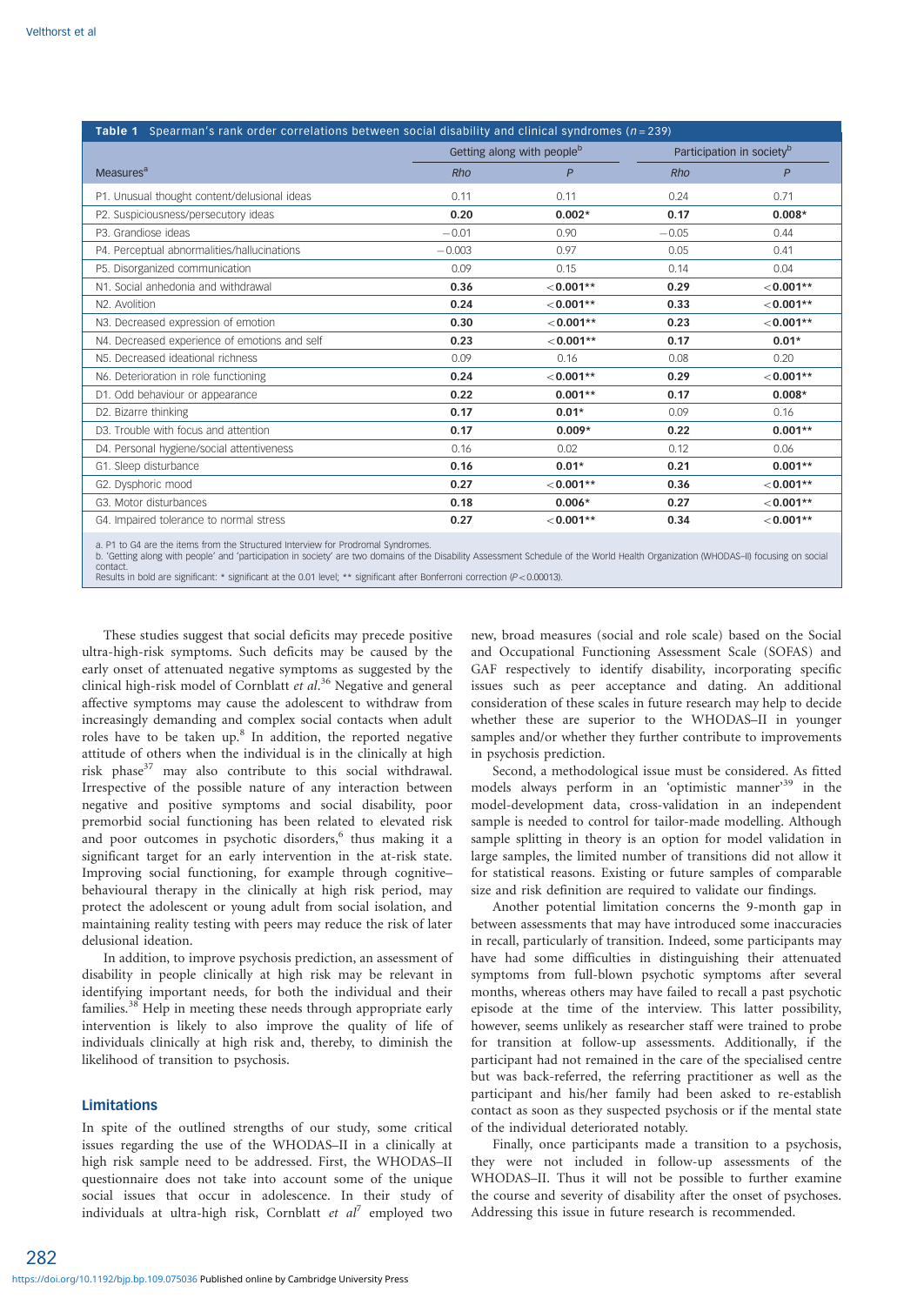**Table 1** Spearman's rank order correlations between social disability and clinical syndromes ($n = 239$)

| Measures[a] | Getting along with people[b] | | Participation in society[b] | |
|---|---|---|---|---|
| | *Rho* | *P* | *Rho* | *P* |
| P1. Unusual thought content/delusional ideas | 0.11 | 0.11 | 0.24 | 0.71 |
| P2. Suspiciousness/persecutory ideas | **0.20** | **0.002*** | **0.17** | **0.008*** |
| P3. Grandiose ideas | −0.01 | 0.90 | −0.05 | 0.44 |
| P4. Perceptual abnormalities/hallucinations | −0.003 | 0.97 | 0.05 | 0.41 |
| P5. Disorganized communication | 0.09 | 0.15 | 0.14 | 0.04 |
| N1. Social anhedonia and withdrawal | **0.36** | **<0.001**** | **0.29** | **<0.001**** |
| N2. Avolition | **0.24** | **<0.001**** | **0.33** | **<0.001**** |
| N3. Decreased expression of emotion | **0.30** | **<0.001**** | **0.23** | **<0.001**** |
| N4. Decreased experience of emotions and self | **0.23** | **<0.001**** | **0.17** | **0.01*** |
| N5. Decreased ideational richness | 0.09 | 0.16 | 0.08 | 0.20 |
| N6. Deterioration in role functioning | **0.24** | **<0.001**** | **0.29** | **<0.001**** |
| D1. Odd behaviour or appearance | **0.22** | **0.001**** | **0.17** | **0.008*** |
| D2. Bizarre thinking | **0.17** | **0.01*** | 0.09 | 0.16 |
| D3. Trouble with focus and attention | **0.17** | **0.009*** | **0.22** | **0.001**** |
| D4. Personal hygiene/social attentiveness | 0.16 | 0.02 | 0.12 | 0.06 |
| G1. Sleep disturbance | **0.16** | **0.01*** | **0.21** | **0.001**** |
| G2. Dysphoric mood | **0.27** | **<0.001**** | **0.36** | **<0.001**** |
| G3. Motor disturbances | **0.18** | **0.006*** | **0.27** | **<0.001**** |
| G4. Impaired tolerance to normal stress | **0.27** | **<0.001**** | **0.34** | **<0.001**** |

a. P1 to G4 are the items from the Structured Interview for Prodromal Syndromes.
b. 'Getting along with people' and 'participation in society' are two domains of the Disability Assessment Schedule of the World Health Organization (WHODAS–II) focusing on social contact.
Results in bold are significant: * significant at the 0.01 level; ** significant after Bonferroni correction ($P < 0.00013$).

These studies suggest that social deficits may precede positive ultra-high-risk symptoms. Such deficits may be caused by the early onset of attenuated negative symptoms as suggested by the clinical high-risk model of Cornblatt *et al*.[36] Negative and general affective symptoms may cause the adolescent to withdraw from increasingly demanding and complex social contacts when adult roles have to be taken up.[8] In addition, the reported negative attitude of others when the individual is in the clinically at high risk phase[37] may also contribute to this social withdrawal. Irrespective of the possible nature of any interaction between negative and positive symptoms and social disability, poor premorbid social functioning has been related to elevated risk and poor outcomes in psychotic disorders,[6] thus making it a significant target for an early intervention in the at-risk state. Improving social functioning, for example through cognitive–behavioural therapy in the clinically at high risk period, may protect the adolescent or young adult from social isolation, and maintaining reality testing with peers may reduce the risk of later delusional ideation.

In addition, to improve psychosis prediction, an assessment of disability in people clinically at high risk may be relevant in identifying important needs, for both the individual and their families.[38] Help in meeting these needs through appropriate early intervention is likely to also improve the quality of life of individuals clinically at high risk and, thereby, to diminish the likelihood of transition to psychosis.

## Limitations

In spite of the outlined strengths of our study, some critical issues regarding the use of the WHODAS–II in a clinically at high risk sample need to be addressed. First, the WHODAS–II questionnaire does not take into account some of the unique social issues that occur in adolescence. In their study of individuals at ultra-high risk, Cornblatt *et al*[7] employed two new, broad measures (social and role scale) based on the Social and Occupational Functioning Assessment Scale (SOFAS) and GAF respectively to identify disability, incorporating specific issues such as peer acceptance and dating. An additional consideration of these scales in future research may help to decide whether these are superior to the WHODAS–II in younger samples and/or whether they further contribute to improvements in psychosis prediction.

Second, a methodological issue must be considered. As fitted models always perform in an 'optimistic manner'[39] in the model-development data, cross-validation in an independent sample is needed to control for tailor-made modelling. Although sample splitting in theory is an option for model validation in large samples, the limited number of transitions did not allow it for statistical reasons. Existing or future samples of comparable size and risk definition are required to validate our findings.

Another potential limitation concerns the 9-month gap in between assessments that may have introduced some inaccuracies in recall, particularly of transition. Indeed, some participants may have had some difficulties in distinguishing their attenuated symptoms from full-blown psychotic symptoms after several months, whereas others may have failed to recall a past psychotic episode at the time of the interview. This latter possibility, however, seems unlikely as researcher staff were trained to probe for transition at follow-up assessments. Additionally, if the participant had not remained in the care of the specialised centre but was back-referred, the referring practitioner as well as the participant and his/her family had been asked to re-establish contact as soon as they suspected psychosis or if the mental state of the individual deteriorated notably.

Finally, once participants made a transition to a psychosis, they were not included in follow-up assessments of the WHODAS–II. Thus it will not be possible to further examine the course and severity of disability after the onset of psychoses. Addressing this issue in future research is recommended.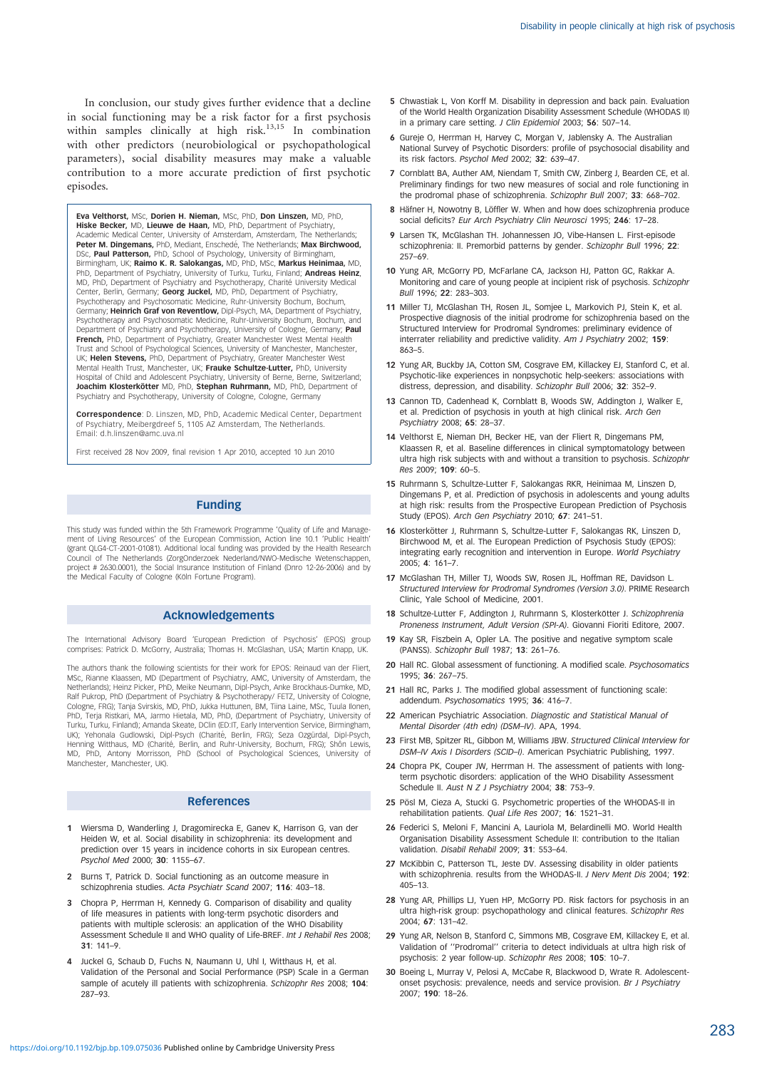In conclusion, our study gives further evidence that a decline in social functioning may be a risk factor for a first psychosis within samples clinically at high risk.[13,15] In combination with other predictors (neurobiological or psychopathological parameters), social disability measures may make a valuable contribution to a more accurate prediction of first psychotic episodes.

**Eva Velthorst,** MSc, **Dorien H. Nieman,** MSc, PhD, **Don Linszen,** MD, PhD, **Hiske Becker,** MD, **Lieuwe de Haan,** MD, PhD, Department of Psychiatry, Academic Medical Center, University of Amsterdam, Amsterdam, The Netherlands; **Peter M. Dingemans,** PhD, Mediant, Enschedé, The Netherlands; **Max Birchwood,** DSc, **Paul Patterson,** PhD, School of Psychology, University of Birmingham, Birmingham, UK; **Raimo K. R. Salokangas,** MD, PhD, MSc, **Markus Heinimaa,** MD, PhD, Department of Psychiatry, University of Turku, Turku, Finland; **Andreas Heinz,** MD, PhD, Department of Psychiatry and Psychotherapy, Charité University Medical Center, Berlin, Germany; **Georg Juckel,** MD, PhD, Department of Psychiatry, Psychotherapy and Psychosomatic Medicine, Ruhr-University Bochum, Bochum, Germany; **Heinrich Graf von Reventlow,** Dipl-Psych, MA, Department of Psychiatry, Psychotherapy and Psychosomatic Medicine, Ruhr-University Bochum, Bochum, and Department of Psychiatry and Psychotherapy, University of Cologne, Germany; **Paul French,** PhD, Department of Psychiatry, Greater Manchester West Mental Health Trust and School of Psychological Sciences, University of Manchester, Manchester, UK; **Helen Stevens,** PhD, Department of Psychiatry, Greater Manchester West Mental Health Trust, Manchester, UK; **Frauke Schultze-Lutter,** PhD, University Hospital of Child and Adolescent Psychiatry, University of Berne, Berne, Switzerland; **Joachim Klosterkötter** MD, PhD, **Stephan Ruhrmann,** MD, PhD, Department of Psychiatry and Psychotherapy, University of Cologne, Cologne, Germany

**Correspondence**: D. Linszen, MD, PhD, Academic Medical Center, Department of Psychiatry, Meibergdreef 5, 1105 AZ Amsterdam, The Netherlands. Email: d.h.linszen@amc.uva.nl

First received 28 Nov 2009, final revision 1 Apr 2010, accepted 10 Jun 2010

## Funding

This study was funded within the 5th Framework Programme 'Quality of Life and Management of Living Resources' of the European Commission, Action line 10.1 'Public Health' (grant QLG4-CT-2001-01081). Additional local funding was provided by the Health Research Council of The Netherlands (ZorgOnderzoek Nederland/NWO-Medische Wetenschappen, project # 2630.0001), the Social Insurance Institution of Finland (Dnro 12-26-2006) and by the Medical Faculty of Cologne (Köln Fortune Program).

## Acknowledgements

The International Advisory Board 'European Prediction of Psychosis' (EPOS) group comprises: Patrick D. McGorry, Australia; Thomas H. McGlashan, USA; Martin Knapp, UK.

The authors thank the following scientists for their work for EPOS: Reinaud van der Fliert, MSc, Rianne Klaassen, MD (Department of Psychiatry, AMC, University of Amsterdam, the Netherlands); Heinz Picker, PhD, Meike Neumann, Dipl-Psych, Anke Brockhaus-Dumke, MD, Ralf Pukrop, PhD (Department of Psychiatry & Psychotherapy/ FETZ, University of Cologne, Cologne, FRG); Tanja Svirskis, MD, PhD, Jukka Huttunen, BM, Tiina Laine, MSc, Tuula Ilonen, PhD, Terja Ristkari, MA, Jarmo Hietala, MD, PhD, (Department of Psychiatry, University of Turku, Turku, Finland); Amanda Skeate, DClin (ED:IT, Early Intervention Service, Birmingham, UK); Yehonala Gudlowski, Dipl-Psych (Charité, Berlin, FRG); Seza Ozgürdal, Dipl-Psych, Henning Witthaus, MD (Charité, Berlin, and Ruhr-University, Bochum, FRG); Shôn Lewis, MD, PhD, Antony Morrisson, PhD (School of Psychological Sciences, University of Manchester, Manchester, UK).

## References

1. Wiersma D, Wanderling J, Dragomirecka E, Ganev K, Harrison G, van der Heiden W, et al. Social disability in schizophrenia: its development and prediction over 15 years in incidence cohorts in six European centres. *Psychol Med* 2000; **30**: 1155–67.
2. Burns T, Patrick D. Social functioning as an outcome measure in schizophrenia studies. *Acta Psychiatr Scand* 2007; **116**: 403–18.
3. Chopra P, Herrman H, Kennedy G. Comparison of disability and quality of life measures in patients with long-term psychotic disorders and patients with multiple sclerosis: an application of the WHO Disability Assessment Schedule II and WHO quality of Life-BREF. *Int J Rehabil Res* 2008; **31**: 141–9.
4. Juckel G, Schaub D, Fuchs N, Naumann U, Uhl I, Witthaus H, et al. Validation of the Personal and Social Performance (PSP) Scale in a German sample of acutely ill patients with schizophrenia. *Schizophr Res* 2008; **104**: 287–93.
5. Chwastiak L, Von Korff M. Disability in depression and back pain. Evaluation of the World Health Organization Disability Assessment Schedule (WHODAS II) in a primary care setting. *J Clin Epidemiol* 2003; **56**: 507–14.
6. Gureje O, Herrman H, Harvey C, Morgan V, Jablensky A. The Australian National Survey of Psychotic Disorders: profile of psychosocial disability and its risk factors. *Psychol Med* 2002; **32**: 639–47.
7. Cornblatt BA, Auther AM, Niendam T, Smith CW, Zinberg J, Bearden CE, et al. Preliminary findings for two new measures of social and role functioning in the prodromal phase of schizophrenia. *Schizophr Bull* 2007; **33**: 668–702.
8. Häfner H, Nowotny B, Löffler W. When and how does schizophrenia produce social deficits? *Eur Arch Psychiatry Clin Neurosci* 1995; **246**: 17–28.
9. Larsen TK, McGlashan TH. Johannessen JO, Vibe-Hansen L. First-episode schizophrenia: II. Premorbid patterns by gender. *Schizophr Bull* 1996; **22**: 257–69.
10. Yung AR, McGorry PD, McFarlane CA, Jackson HJ, Patton GC, Rakkar A. Monitoring and care of young people at incipient risk of psychosis. *Schizophr Bull* 1996; **22**: 283–303.
11. Miller TJ, McGlashan TH, Rosen JL, Somjee L, Markovich PJ, Stein K, et al. Prospective diagnosis of the initial prodrome for schizophrenia based on the Structured Interview for Prodromal Syndromes: preliminary evidence of interrater reliability and predictive validity. *Am J Psychiatry* 2002; **159**: 863–5.
12. Yung AR, Buckby JA, Cotton SM, Cosgrave EM, Killackey EJ, Stanford C, et al. Psychotic-like experiences in nonpsychotic help-seekers: associations with distress, depression, and disability. *Schizophr Bull* 2006; **32**: 352–9.
13. Cannon TD, Cadenhead K, Cornblatt B, Woods SW, Addington J, Walker E, et al. Prediction of psychosis in youth at high clinical risk. *Arch Gen Psychiatry* 2008; **65**: 28–37.
14. Velthorst E, Nieman DH, Becker HE, van der Fliert R, Dingemans PM, Klaassen R, et al. Baseline differences in clinical symptomatology between ultra high risk subjects with and without a transition to psychosis. *Schizophr Res* 2009; **109**: 60–5.
15. Ruhrmann S, Schultze-Lutter F, Salokangas RKR, Heinimaa M, Linszen D, Dingemans P, et al. Prediction of psychosis in adolescents and young adults at high risk: results from the Prospective European Prediction of Psychosis Study (EPOS). *Arch Gen Psychiatry* 2010; **67**: 241–51.
16. Klosterkötter J, Ruhrmann S, Schultze-Lutter F, Salokangas RK, Linszen D, Birchwood M, et al. The European Prediction of Psychosis Study (EPOS): integrating early recognition and intervention in Europe. *World Psychiatry* 2005; **4**: 161–7.
17. McGlashan TH, Miller TJ, Woods SW, Rosen JL, Hoffman RE, Davidson L. *Structured Interview for Prodromal Syndromes (Version 3.0)*. PRIME Research Clinic, Yale School of Medicine, 2001.
18. Schultze-Lutter F, Addington J, Ruhrmann S, Klosterkötter J. *Schizophrenia Proneness Instrument, Adult Version (SPI-A)*. Giovanni Fioriti Editore, 2007.
19. Kay SR, Fiszbein A, Opler LA. The positive and negative symptom scale (PANSS). *Schizophr Bull* 1987; **13**: 261–76.
20. Hall RC. Global assessment of functioning. A modified scale. *Psychosomatics* 1995; **36**: 267–75.
21. Hall RC, Parks J. The modified global assessment of functioning scale: addendum. *Psychosomatics* 1995; **36**: 416–7.
22. American Psychiatric Association. *Diagnostic and Statistical Manual of Mental Disorder (4th edn) (DSM–IV)*. APA, 1994.
23. First MB, Spitzer RL, Gibbon M, Williams JBW. *Structured Clinical Interview for DSM–IV Axis I Disorders (SCID–I)*. American Psychiatric Publishing, 1997.
24. Chopra PK, Couper JW, Herrman H. The assessment of patients with long-term psychotic disorders: application of the WHO Disability Assessment Schedule II. *Aust N Z J Psychiatry* 2004; **38**: 753–9.
25. Pösl M, Cieza A, Stucki G. Psychometric properties of the WHODAS-II in rehabilitation patients. *Qual Life Res* 2007; **16**: 1521–31.
26. Federici S, Meloni F, Mancini A, Lauriola M, Belardinelli MO. World Health Organisation Disability Assessment Schedule II: contribution to the Italian validation. *Disabil Rehabil* 2009; **31**: 553–64.
27. McKibbin C, Patterson TL, Jeste DV. Assessing disability in older patients with schizophrenia. results from the WHODAS-II. *J Nerv Ment Dis* 2004; **192**: 405–13.
28. Yung AR, Phillips LJ, Yuen HP, McGorry PD. Risk factors for psychosis in an ultra high-risk group: psychopathology and clinical features. *Schizophr Res* 2004; **67**: 131–42.
29. Yung AR, Nelson B, Stanford C, Simmons MB, Cosgrave EM, Killackey E, et al. Validation of ''Prodromal'' criteria to detect individuals at ultra high risk of psychosis: 2 year follow-up. *Schizophr Res* 2008; **105**: 10–7.
30. Boeing L, Murray V, Pelosi A, McCabe R, Blackwood D, Wrate R. Adolescent-onset psychosis: prevalence, needs and service provision. *Br J Psychiatry* 2007; **190**: 18–26.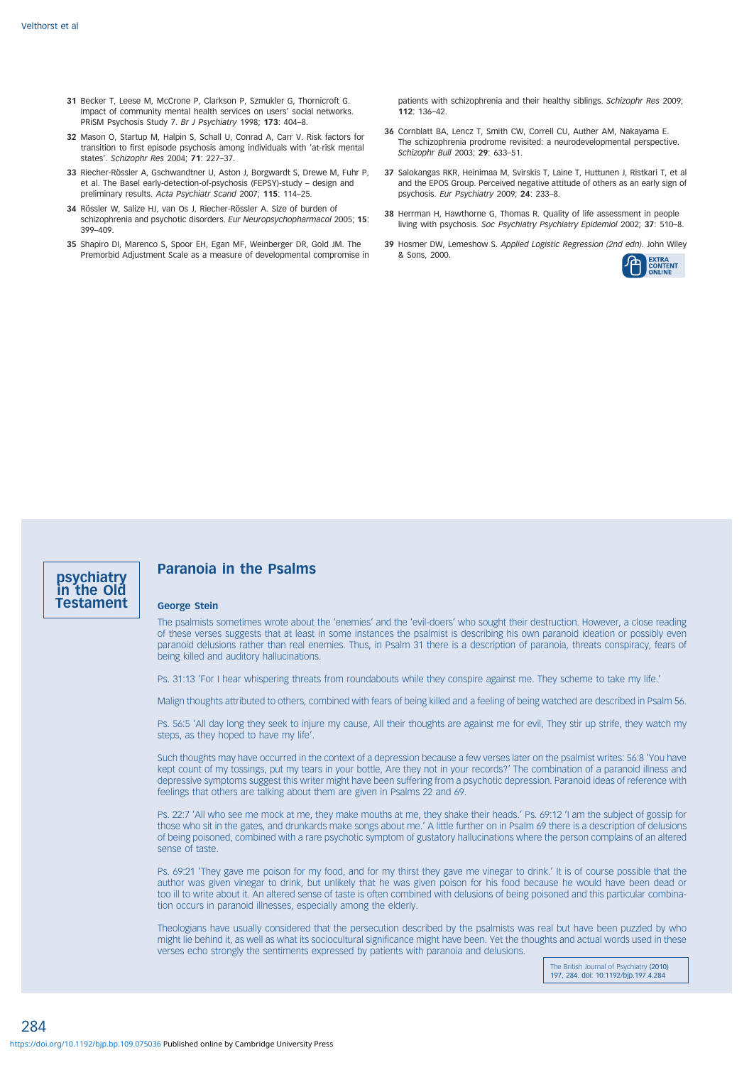31 Becker T, Leese M, McCrone P, Clarkson P, Szmukler G, Thornicroft G. Impact of community mental health services on users' social networks. PRiSM Psychosis Study 7. *Br J Psychiatry* 1998; **173**: 404–8.

32 Mason O, Startup M, Halpin S, Schall U, Conrad A, Carr V. Risk factors for transition to first episode psychosis among individuals with 'at-risk mental states'. *Schizophr Res* 2004; **71**: 227–37.

33 Riecher-Rössler A, Gschwandtner U, Aston J, Borgwardt S, Drewe M, Fuhr P, et al. The Basel early-detection-of-psychosis (FEPSY)-study – design and preliminary results. *Acta Psychiatr Scand* 2007; **115**: 114–25.

34 Rössler W, Salize HJ, van Os J, Riecher-Rössler A. Size of burden of schizophrenia and psychotic disorders. *Eur Neuropsychopharmacol* 2005; **15**: 399–409.

35 Shapiro DI, Marenco S, Spoor EH, Egan MF, Weinberger DR, Gold JM. The Premorbid Adjustment Scale as a measure of developmental compromise in patients with schizophrenia and their healthy siblings. *Schizophr Res* 2009; **112**: 136–42.

36 Cornblatt BA, Lencz T, Smith CW, Correll CU, Auther AM, Nakayama E. The schizophrenia prodrome revisited: a neurodevelopmental perspective. *Schizophr Bull* 2003; **29**: 633–51.

37 Salokangas RKR, Heinimaa M, Svirskis T, Laine T, Huttunen J, Ristkari T, et al and the EPOS Group. Perceived negative attitude of others as an early sign of psychosis. *Eur Psychiatry* 2009; **24**: 233–8.

38 Herrman H, Hawthorne G, Thomas R. Quality of life assessment in people living with psychosis. *Soc Psychiatry Psychiatry Epidemiol* 2002; **37**: 510–8.

39 Hosmer DW, Lemeshow S. *Applied Logistic Regression (2nd edn)*. John Wiley & Sons, 2000.

EXTRA CONTENT ONLINE

**psychiatry in the Old Testament**

## Paranoia in the Psalms

**George Stein**

The psalmists sometimes wrote about the 'enemies' and the 'evil-doers' who sought their destruction. However, a close reading of these verses suggests that at least in some instances the psalmist is describing his own paranoid ideation or possibly even paranoid delusions rather than real enemies. Thus, in Psalm 31 there is a description of paranoia, threats conspiracy, fears of being killed and auditory hallucinations.

Ps. 31:13 'For I hear whispering threats from roundabouts while they conspire against me. They scheme to take my life.'

Malign thoughts attributed to others, combined with fears of being killed and a feeling of being watched are described in Psalm 56.

Ps. 56:5 'All day long they seek to injure my cause, All their thoughts are against me for evil, They stir up strife, they watch my steps, as they hoped to have my life'.

Such thoughts may have occurred in the context of a depression because a few verses later on the psalmist writes: 56:8 'You have kept count of my tossings, put my tears in your bottle, Are they not in your records?' The combination of a paranoid illness and depressive symptoms suggest this writer might have been suffering from a psychotic depression. Paranoid ideas of reference with feelings that others are talking about them are given in Psalms 22 and 69.

Ps. 22:7 'All who see me mock at me, they make mouths at me, they shake their heads.' Ps. 69:12 'I am the subject of gossip for those who sit in the gates, and drunkards make songs about me.' A little further on in Psalm 69 there is a description of delusions of being poisoned, combined with a rare psychotic symptom of gustatory hallucinations where the person complains of an altered sense of taste.

Ps. 69:21 'They gave me poison for my food, and for my thirst they gave me vinegar to drink.' It is of course possible that the author was given vinegar to drink, but unlikely that he was given poison for his food because he would have been dead or too ill to write about it. An altered sense of taste is often combined with delusions of being poisoned and this particular combination occurs in paranoid illnesses, especially among the elderly.

Theologians have usually considered that the persecution described by the psalmists was real but have been puzzled by who might lie behind it, as well as what its sociocultural significance might have been. Yet the thoughts and actual words used in these verses echo strongly the sentiments expressed by patients with paranoia and delusions.

The British Journal of Psychiatry (2010) 197, 284. doi: 10.1192/bjp.197.4.284